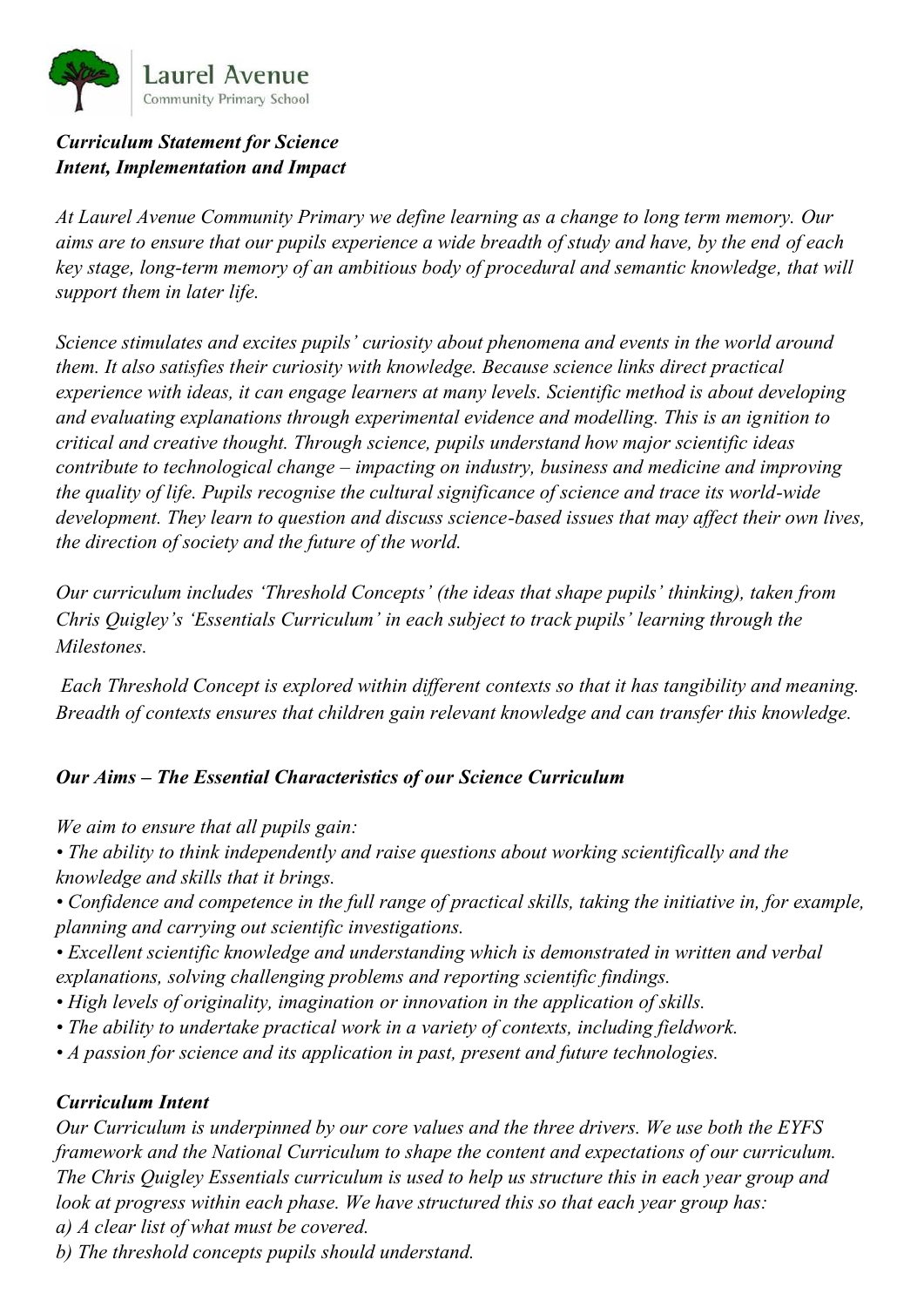Laurel Avenue
Community Primary School

***Curriculum Statement for Science***
***Intent, Implementation and Impact***

*At Laurel Avenue Community Primary we define learning as a change to long term memory. Our aims are to ensure that our pupils experience a wide breadth of study and have, by the end of each key stage, long-term memory of an ambitious body of procedural and semantic knowledge, that will support them in later life.*

*Science stimulates and excites pupils' curiosity about phenomena and events in the world around them. It also satisfies their curiosity with knowledge. Because science links direct practical experience with ideas, it can engage learners at many levels. Scientific method is about developing and evaluating explanations through experimental evidence and modelling. This is an ignition to critical and creative thought. Through science, pupils understand how major scientific ideas contribute to technological change – impacting on industry, business and medicine and improving the quality of life. Pupils recognise the cultural significance of science and trace its world-wide development. They learn to question and discuss science-based issues that may affect their own lives, the direction of society and the future of the world.*

*Our curriculum includes 'Threshold Concepts' (the ideas that shape pupils' thinking), taken from Chris Quigley's 'Essentials Curriculum' in each subject to track pupils' learning through the Milestones.*

*Each Threshold Concept is explored within different contexts so that it has tangibility and meaning. Breadth of contexts ensures that children gain relevant knowledge and can transfer this knowledge.*

***Our Aims – The Essential Characteristics of our Science Curriculum***

*We aim to ensure that all pupils gain:*

- *The ability to think independently and raise questions about working scientifically and the knowledge and skills that it brings.*
- *Confidence and competence in the full range of practical skills, taking the initiative in, for example, planning and carrying out scientific investigations.*
- *Excellent scientific knowledge and understanding which is demonstrated in written and verbal explanations, solving challenging problems and reporting scientific findings.*
- *High levels of originality, imagination or innovation in the application of skills.*
- *The ability to undertake practical work in a variety of contexts, including fieldwork.*
- *A passion for science and its application in past, present and future technologies.*

***Curriculum Intent***

*Our Curriculum is underpinned by our core values and the three drivers. We use both the EYFS framework and the National Curriculum to shape the content and expectations of our curriculum. The Chris Quigley Essentials curriculum is used to help us structure this in each year group and look at progress within each phase. We have structured this so that each year group has:*

*a) A clear list of what must be covered.*

*b) The threshold concepts pupils should understand.*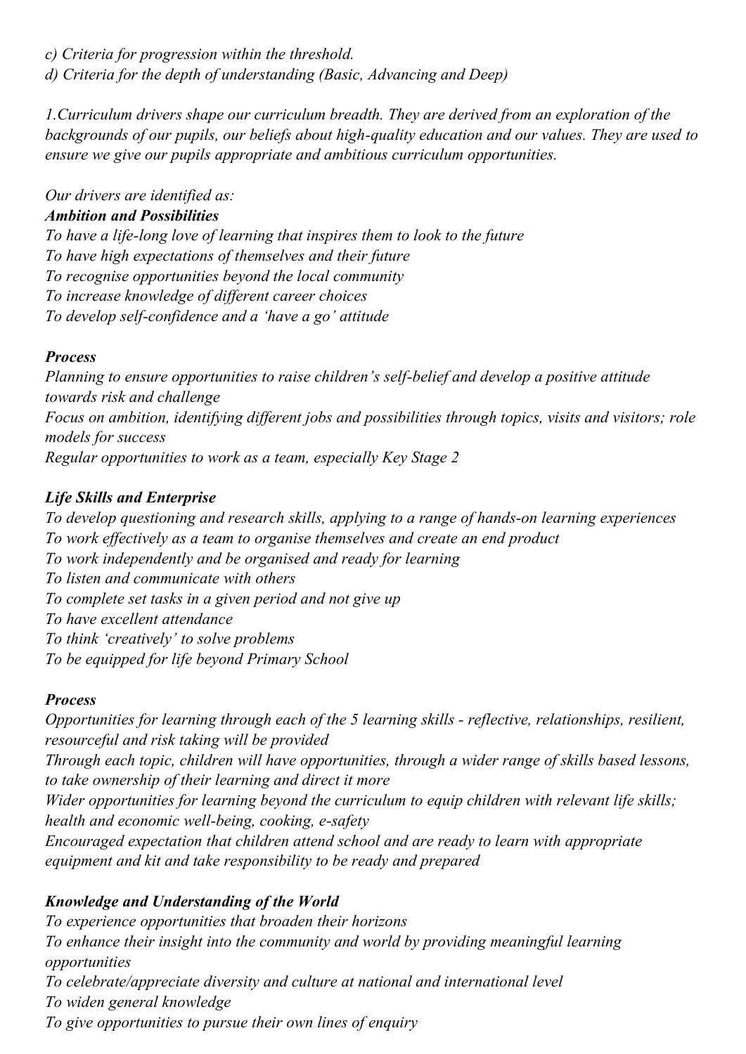*c) Criteria for progression within the threshold.*
*d) Criteria for the depth of understanding (Basic, Advancing and Deep)*

*1.Curriculum drivers shape our curriculum breadth. They are derived from an exploration of the backgrounds of our pupils, our beliefs about high-quality education and our values. They are used to ensure we give our pupils appropriate and ambitious curriculum opportunities.*

*Our drivers are identified as:*

***Ambition and Possibilities***

*To have a life-long love of learning that inspires them to look to the future*
*To have high expectations of themselves and their future*
*To recognise opportunities beyond the local community*
*To increase knowledge of different career choices*
*To develop self-confidence and a 'have a go' attitude*

***Process***

*Planning to ensure opportunities to raise children's self-belief and develop a positive attitude towards risk and challenge*
*Focus on ambition, identifying different jobs and possibilities through topics, visits and visitors; role models for success*
*Regular opportunities to work as a team, especially Key Stage 2*

***Life Skills and Enterprise***

*To develop questioning and research skills, applying to a range of hands-on learning experiences*
*To work effectively as a team to organise themselves and create an end product*
*To work independently and be organised and ready for learning*
*To listen and communicate with others*
*To complete set tasks in a given period and not give up*
*To have excellent attendance*
*To think 'creatively' to solve problems*
*To be equipped for life beyond Primary School*

***Process***

*Opportunities for learning through each of the 5 learning skills - reflective, relationships, resilient, resourceful and risk taking will be provided*
*Through each topic, children will have opportunities, through a wider range of skills based lessons, to take ownership of their learning and direct it more*
*Wider opportunities for learning beyond the curriculum to equip children with relevant life skills; health and economic well-being, cooking, e-safety*
*Encouraged expectation that children attend school and are ready to learn with appropriate equipment and kit and take responsibility to be ready and prepared*

***Knowledge and Understanding of the World***

*To experience opportunities that broaden their horizons*
*To enhance their insight into the community and world by providing meaningful learning opportunities*
*To celebrate/appreciate diversity and culture at national and international level*
*To widen general knowledge*
*To give opportunities to pursue their own lines of enquiry*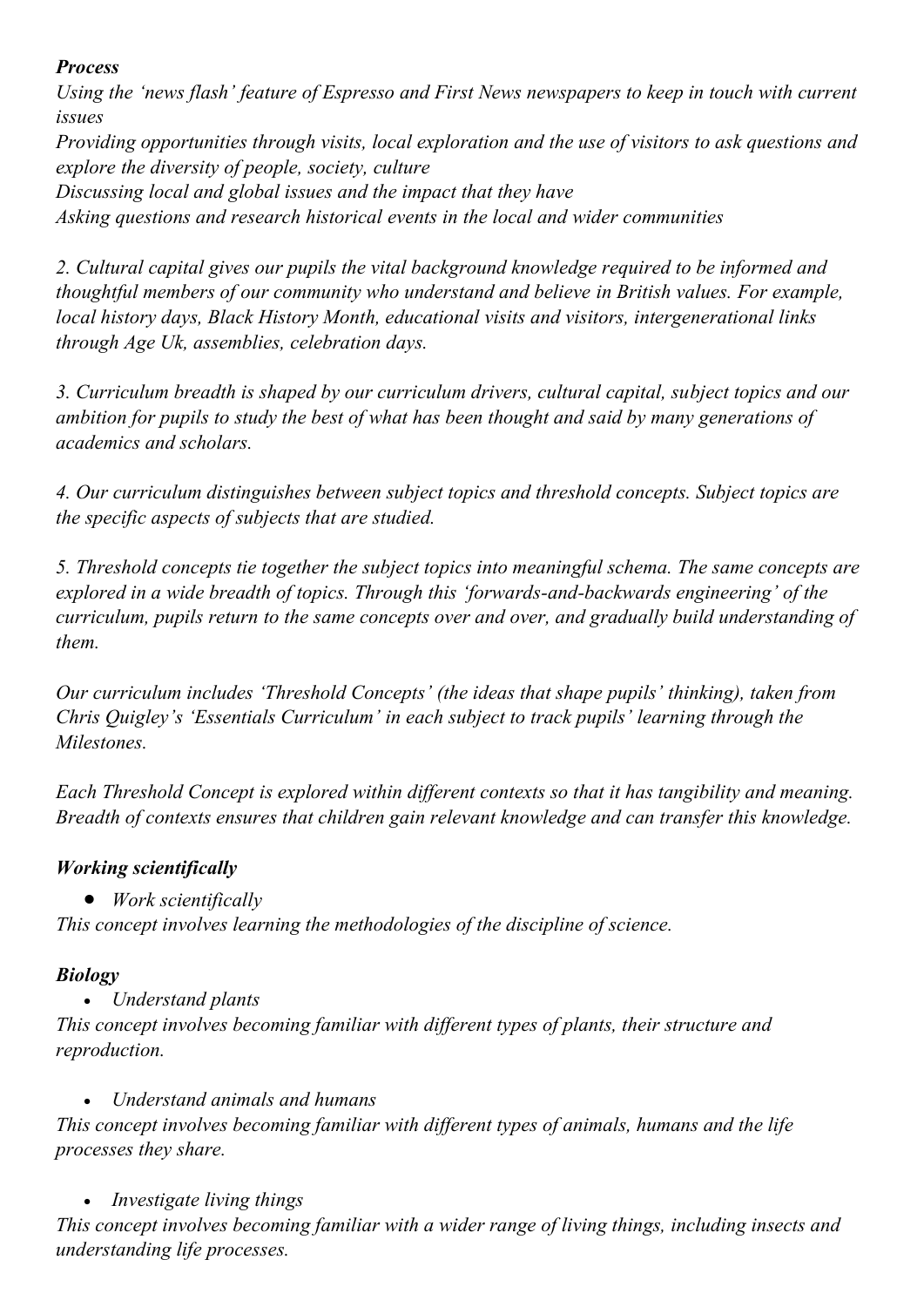***Process***

*Using the 'news flash' feature of Espresso and First News newspapers to keep in touch with current issues*
*Providing opportunities through visits, local exploration and the use of visitors to ask questions and explore the diversity of people, society, culture*
*Discussing local and global issues and the impact that they have*
*Asking questions and research historical events in the local and wider communities*

*2. Cultural capital gives our pupils the vital background knowledge required to be informed and thoughtful members of our community who understand and believe in British values. For example, local history days, Black History Month, educational visits and visitors, intergenerational links through Age Uk, assemblies, celebration days.*

*3. Curriculum breadth is shaped by our curriculum drivers, cultural capital, subject topics and our ambition for pupils to study the best of what has been thought and said by many generations of academics and scholars.*

*4. Our curriculum distinguishes between subject topics and threshold concepts. Subject topics are the specific aspects of subjects that are studied.*

*5. Threshold concepts tie together the subject topics into meaningful schema. The same concepts are explored in a wide breadth of topics. Through this 'forwards-and-backwards engineering' of the curriculum, pupils return to the same concepts over and over, and gradually build understanding of them.*

*Our curriculum includes 'Threshold Concepts' (the ideas that shape pupils' thinking), taken from Chris Quigley's 'Essentials Curriculum' in each subject to track pupils' learning through the Milestones.*

*Each Threshold Concept is explored within different contexts so that it has tangibility and meaning. Breadth of contexts ensures that children gain relevant knowledge and can transfer this knowledge.*

***Working scientifically***

- *Work scientifically*

*This concept involves learning the methodologies of the discipline of science.*

***Biology***

- *Understand plants*

*This concept involves becoming familiar with different types of plants, their structure and reproduction.*

- *Understand animals and humans*

*This concept involves becoming familiar with different types of animals, humans and the life processes they share.*

- *Investigate living things*

*This concept involves becoming familiar with a wider range of living things, including insects and understanding life processes.*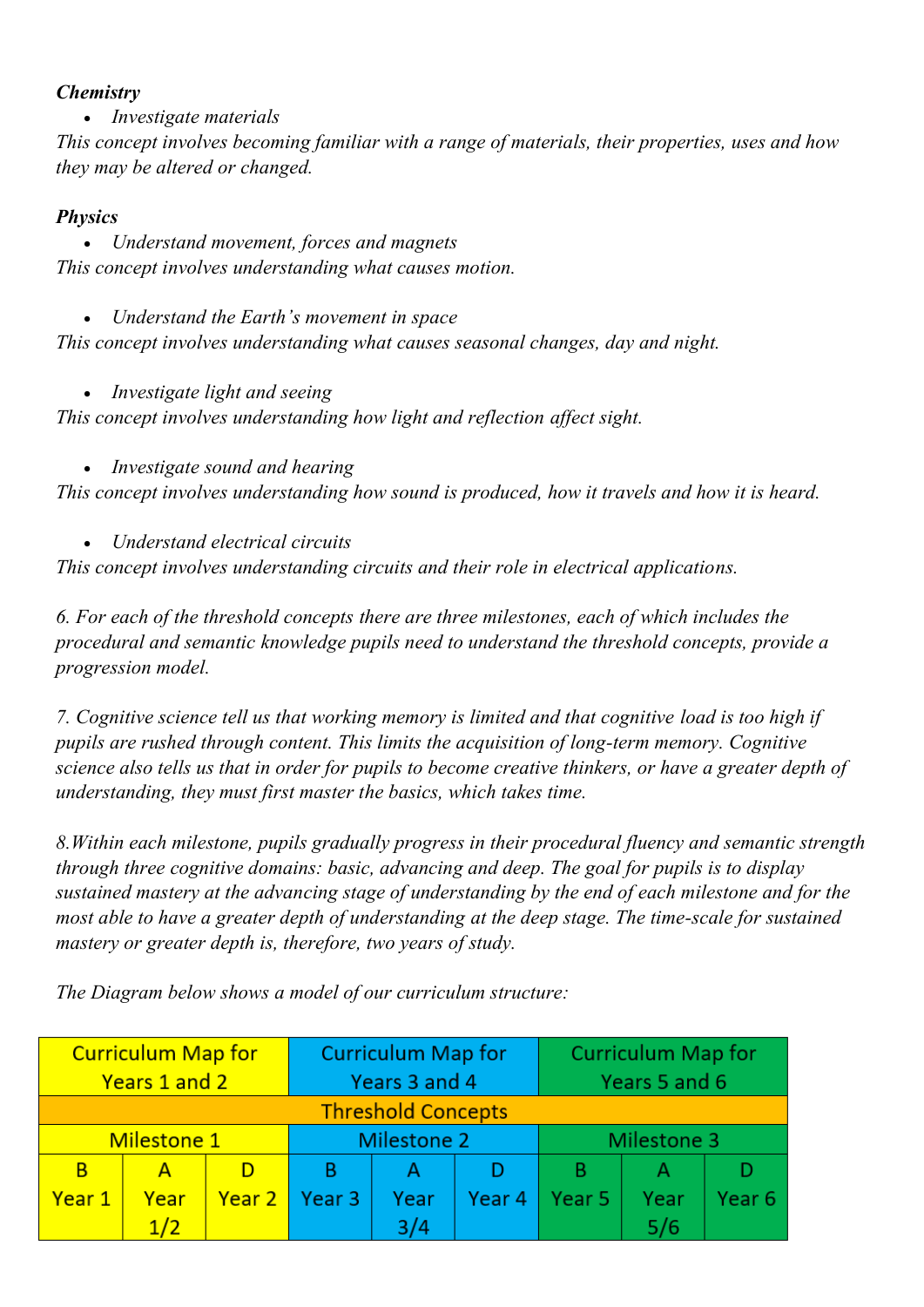***Chemistry***

- *Investigate materials*

*This concept involves becoming familiar with a range of materials, their properties, uses and how they may be altered or changed.*

***Physics***

- *Understand movement, forces and magnets*

*This concept involves understanding what causes motion.*

- *Understand the Earth's movement in space*

*This concept involves understanding what causes seasonal changes, day and night.*

- *Investigate light and seeing*

*This concept involves understanding how light and reflection affect sight.*

- *Investigate sound and hearing*

*This concept involves understanding how sound is produced, how it travels and how it is heard.*

- *Understand electrical circuits*

*This concept involves understanding circuits and their role in electrical applications.*

*6. For each of the threshold concepts there are three milestones, each of which includes the procedural and semantic knowledge pupils need to understand the threshold concepts, provide a progression model.*

*7. Cognitive science tell us that working memory is limited and that cognitive load is too high if pupils are rushed through content. This limits the acquisition of long-term memory. Cognitive science also tells us that in order for pupils to become creative thinkers, or have a greater depth of understanding, they must first master the basics, which takes time.*

*8.Within each milestone, pupils gradually progress in their procedural fluency and semantic strength through three cognitive domains: basic, advancing and deep. The goal for pupils is to display sustained mastery at the advancing stage of understanding by the end of each milestone and for the most able to have a greater depth of understanding at the deep stage. The time-scale for sustained mastery or greater depth is, therefore, two years of study.*

*The Diagram below shows a model of our curriculum structure:*

| Curriculum Map for Years 1 and 2 | | | Curriculum Map for Years 3 and 4 | | | Curriculum Map for Years 5 and 6 | | |
|---|---|---|---|---|---|---|---|---|
| Threshold Concepts | | | | | | | | |
| Milestone 1 | | | Milestone 2 | | | Milestone 3 | | |
| B Year 1 | A Year 1/2 | D Year 2 | B Year 3 | A Year 3/4 | D Year 4 | B Year 5 | A Year 5/6 | D Year 6 |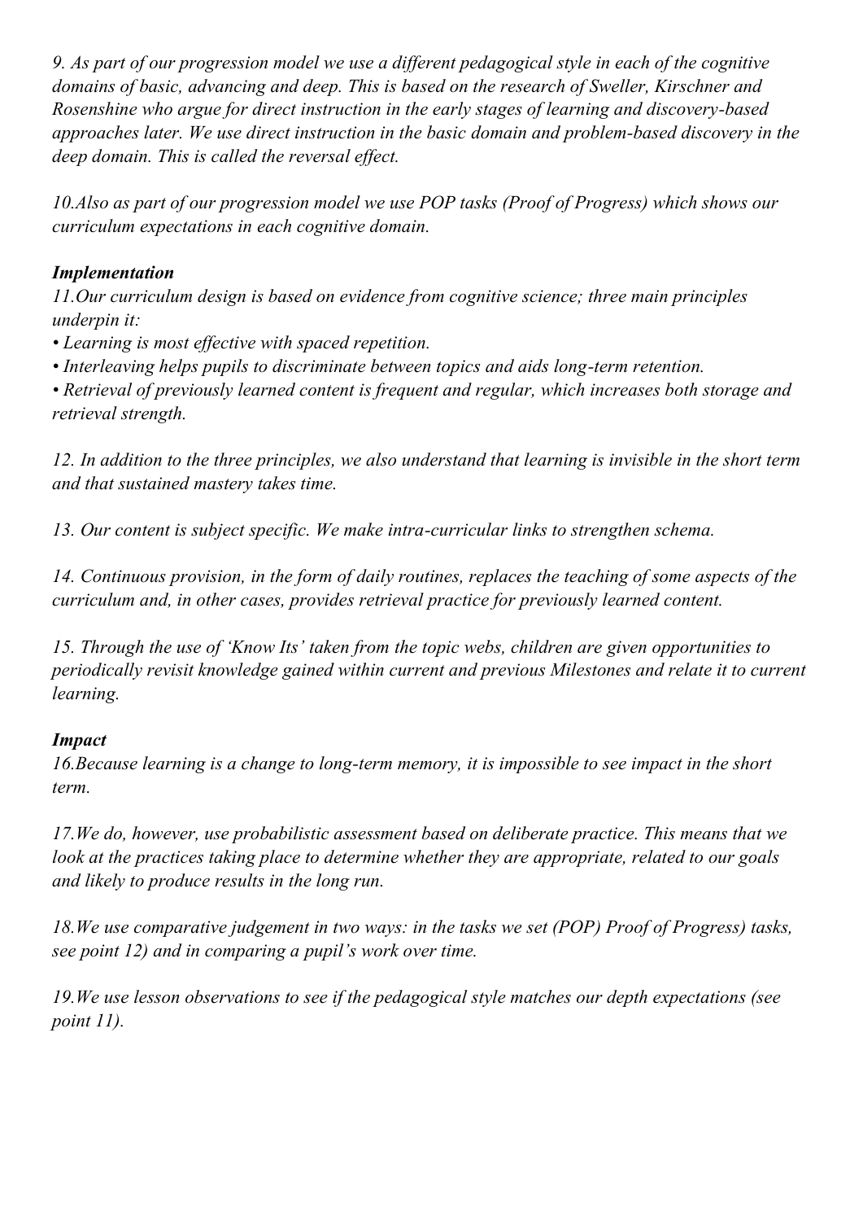*9. As part of our progression model we use a different pedagogical style in each of the cognitive domains of basic, advancing and deep. This is based on the research of Sweller, Kirschner and Rosenshine who argue for direct instruction in the early stages of learning and discovery-based approaches later. We use direct instruction in the basic domain and problem-based discovery in the deep domain. This is called the reversal effect.*

*10.Also as part of our progression model we use POP tasks (Proof of Progress) which shows our curriculum expectations in each cognitive domain.*

***Implementation***

*11.Our curriculum design is based on evidence from cognitive science; three main principles underpin it:*

- *Learning is most effective with spaced repetition.*
- *Interleaving helps pupils to discriminate between topics and aids long-term retention.*
- *Retrieval of previously learned content is frequent and regular, which increases both storage and retrieval strength.*

*12. In addition to the three principles, we also understand that learning is invisible in the short term and that sustained mastery takes time.*

*13. Our content is subject specific. We make intra-curricular links to strengthen schema.*

*14. Continuous provision, in the form of daily routines, replaces the teaching of some aspects of the curriculum and, in other cases, provides retrieval practice for previously learned content.*

*15. Through the use of 'Know Its' taken from the topic webs, children are given opportunities to periodically revisit knowledge gained within current and previous Milestones and relate it to current learning.*

***Impact***

*16.Because learning is a change to long-term memory, it is impossible to see impact in the short term.*

*17.We do, however, use probabilistic assessment based on deliberate practice. This means that we look at the practices taking place to determine whether they are appropriate, related to our goals and likely to produce results in the long run.*

*18.We use comparative judgement in two ways: in the tasks we set (POP) Proof of Progress) tasks, see point 12) and in comparing a pupil's work over time.*

*19.We use lesson observations to see if the pedagogical style matches our depth expectations (see point 11).*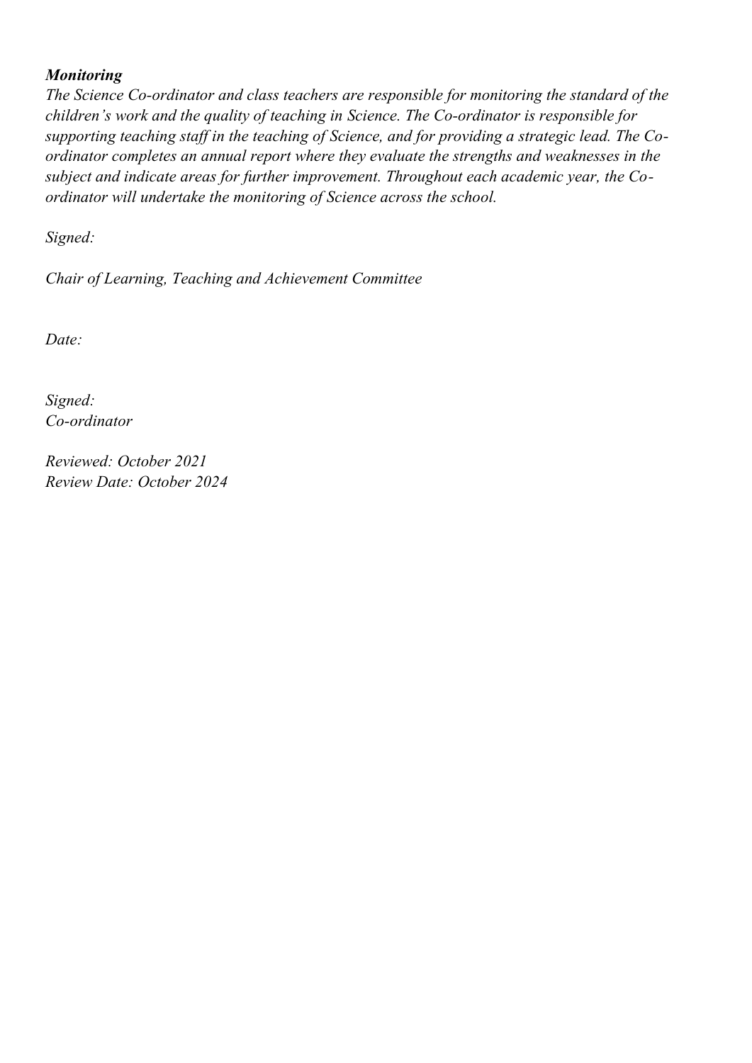***Monitoring***

*The Science Co-ordinator and class teachers are responsible for monitoring the standard of the children's work and the quality of teaching in Science. The Co-ordinator is responsible for supporting teaching staff in the teaching of Science, and for providing a strategic lead. The Co-ordinator completes an annual report where they evaluate the strengths and weaknesses in the subject and indicate areas for further improvement. Throughout each academic year, the Co-ordinator will undertake the monitoring of Science across the school.*

*Signed:*

*Chair of Learning, Teaching and Achievement Committee*

*Date:*

*Signed:*
*Co-ordinator*

*Reviewed: October 2021*
*Review Date: October 2024*